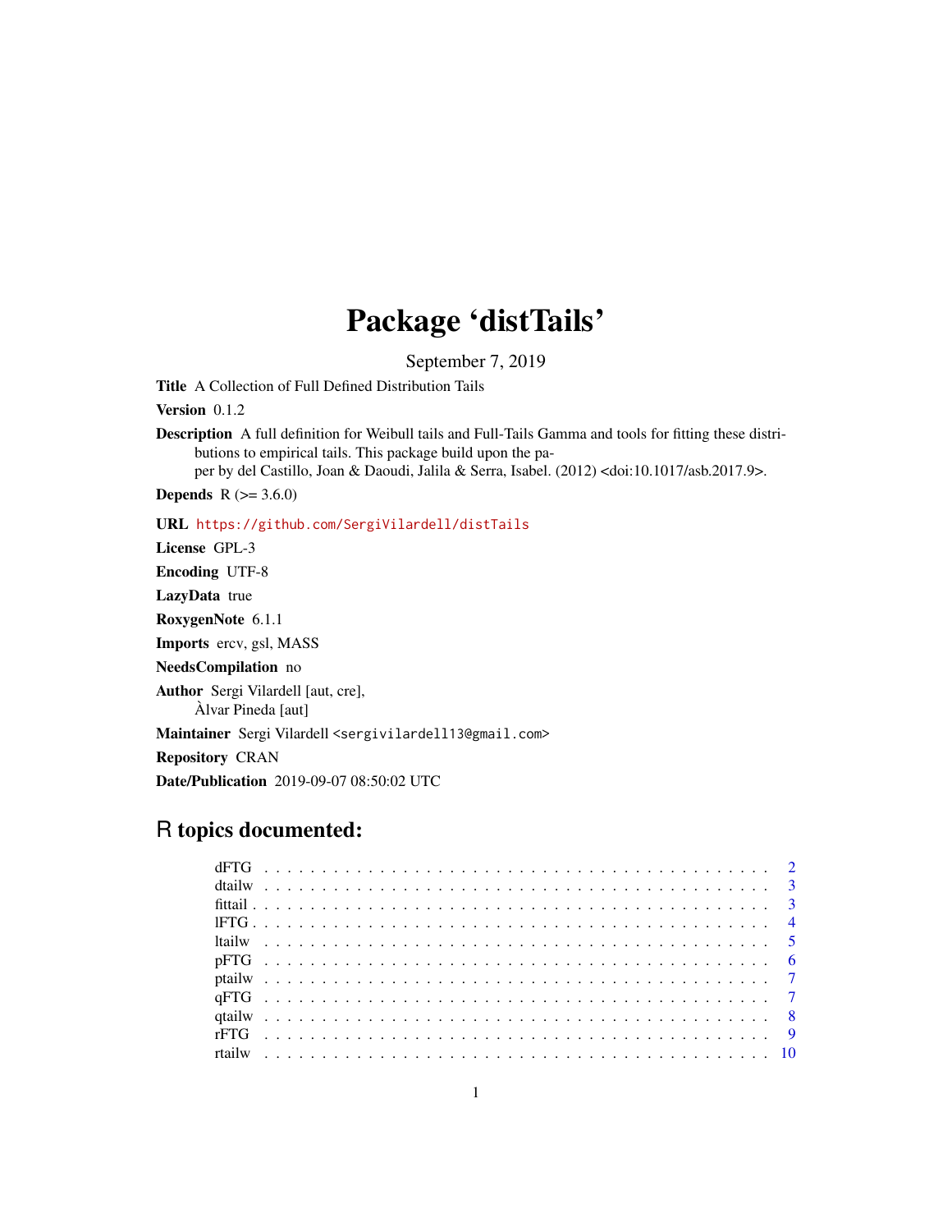# Package 'distTails'

September 7, 2019

**Title** A Collection of Full Defined Distribution Tails

**Version** 0.1.2

**Description** A full definition for Weibull tails and Full-Tails Gamma and tools for fitting these distributions to empirical tails. This package build upon the paper by del Castillo, Joan & Daoudi, Jalila & Serra, Isabel. (2012) <doi:10.1017/asb.2017.9>.

**Depends** R (>= 3.6.0)

**URL** https://github.com/SergiVilardell/distTails

**License** GPL-3

**Encoding** UTF-8

**LazyData** true

**RoxygenNote** 6.1.1

**Imports** ercv, gsl, MASS

**NeedsCompilation** no

**Author** Sergi Vilardell [aut, cre],
Àlvar Pineda [aut]

**Maintainer** Sergi Vilardell <sergivilardell13@gmail.com>

**Repository** CRAN

**Date/Publication** 2019-09-07 08:50:02 UTC

## R topics documented:

- dFTG . . . 2
- dtailw . . . 3
- fittail . . . 3
- lFTG . . . 4
- ltailw . . . 5
- pFTG . . . 6
- ptailw . . . 7
- qFTG . . . 7
- qtailw . . . 8
- rFTG . . . 9
- rtailw . . . 10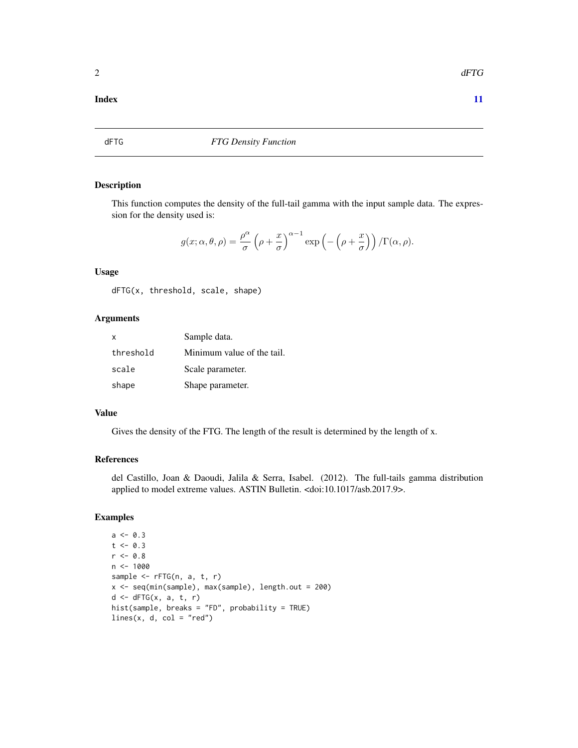**Index** **11**

## dFTG — *FTG Density Function*

### Description

This function computes the density of the full-tail gamma with the input sample data. The expression for the density used is:

$$g(x; \alpha, \theta, \rho) = \frac{\rho^\alpha}{\sigma} \left(\rho + \frac{x}{\sigma}\right)^{\alpha-1} \exp\left(-\left(\rho + \frac{x}{\sigma}\right)\right) / \Gamma(\alpha, \rho).$$

### Usage

```
dFTG(x, threshold, scale, shape)
```

### Arguments

| | |
|---|---|
| `x` | Sample data. |
| `threshold` | Minimum value of the tail. |
| `scale` | Scale parameter. |
| `shape` | Shape parameter. |

### Value

Gives the density of the FTG. The length of the result is determined by the length of x.

### References

del Castillo, Joan & Daoudi, Jalila & Serra, Isabel. (2012). The full-tails gamma distribution applied to model extreme values. ASTIN Bulletin. <doi:10.1017/asb.2017.9>.

### Examples

```
a <- 0.3
t <- 0.3
r <- 0.8
n <- 1000
sample <- rFTG(n, a, t, r)
x <- seq(min(sample), max(sample), length.out = 200)
d <- dFTG(x, a, t, r)
hist(sample, breaks = "FD", probability = TRUE)
lines(x, d, col = "red")
```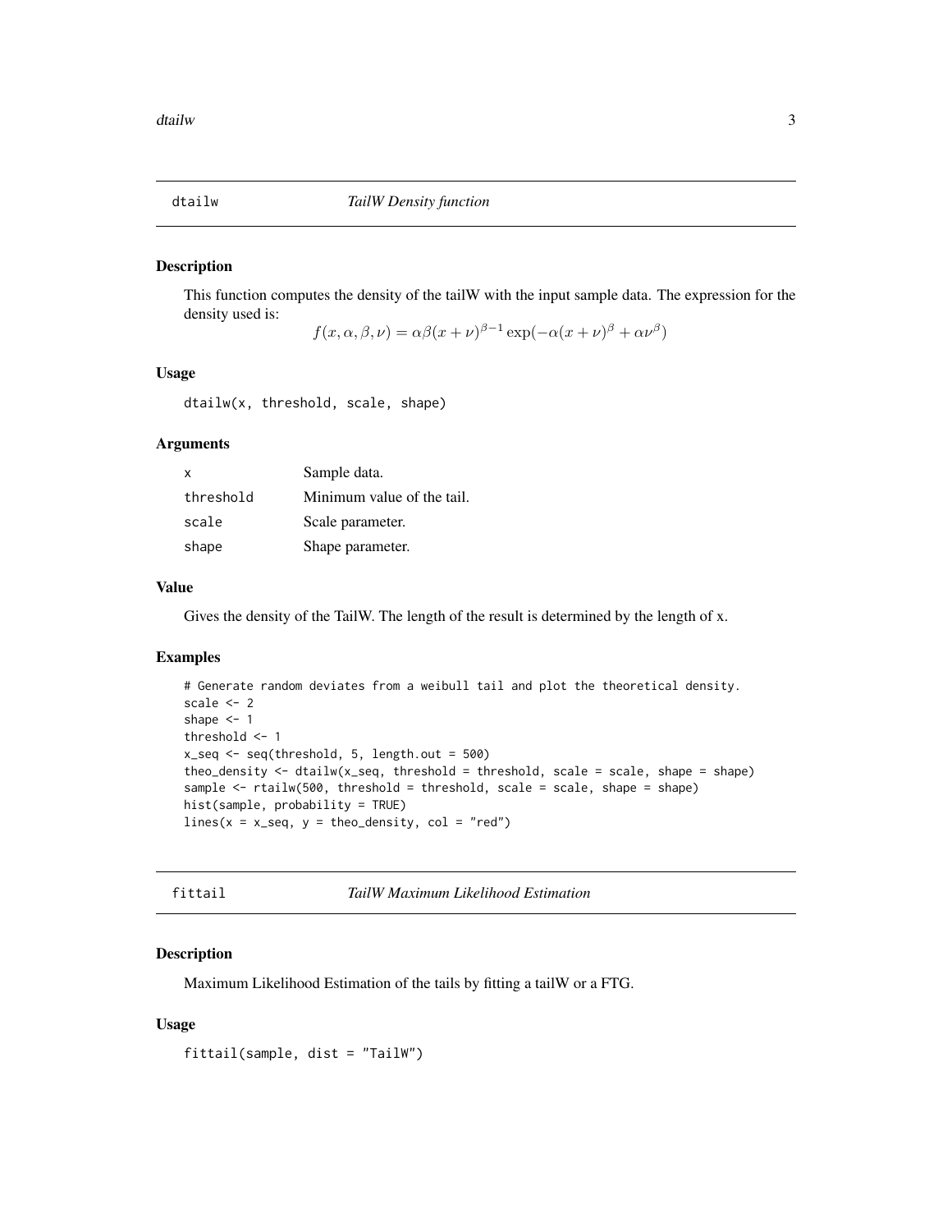## dtailw — *TailW Density function*

### Description

This function computes the density of the tailW with the input sample data. The expression for the density used is:

$$f(x, \alpha, \beta, \nu) = \alpha\beta(x + \nu)^{\beta-1} \exp(-\alpha(x + \nu)^{\beta} + \alpha\nu^{\beta})$$

### Usage

```
dtailw(x, threshold, scale, shape)
```

### Arguments

| | |
|---|---|
| `x` | Sample data. |
| `threshold` | Minimum value of the tail. |
| `scale` | Scale parameter. |
| `shape` | Shape parameter. |

### Value

Gives the density of the TailW. The length of the result is determined by the length of x.

### Examples

```
# Generate random deviates from a weibull tail and plot the theoretical density.
scale <- 2
shape <- 1
threshold <- 1
x_seq <- seq(threshold, 5, length.out = 500)
theo_density <- dtailw(x_seq, threshold = threshold, scale = scale, shape = shape)
sample <- rtailw(500, threshold = threshold, scale = scale, shape = shape)
hist(sample, probability = TRUE)
lines(x = x_seq, y = theo_density, col = "red")
```

## fittail — *TailW Maximum Likelihood Estimation*

### Description

Maximum Likelihood Estimation of the tails by fitting a tailW or a FTG.

### Usage

```
fittail(sample, dist = "TailW")
```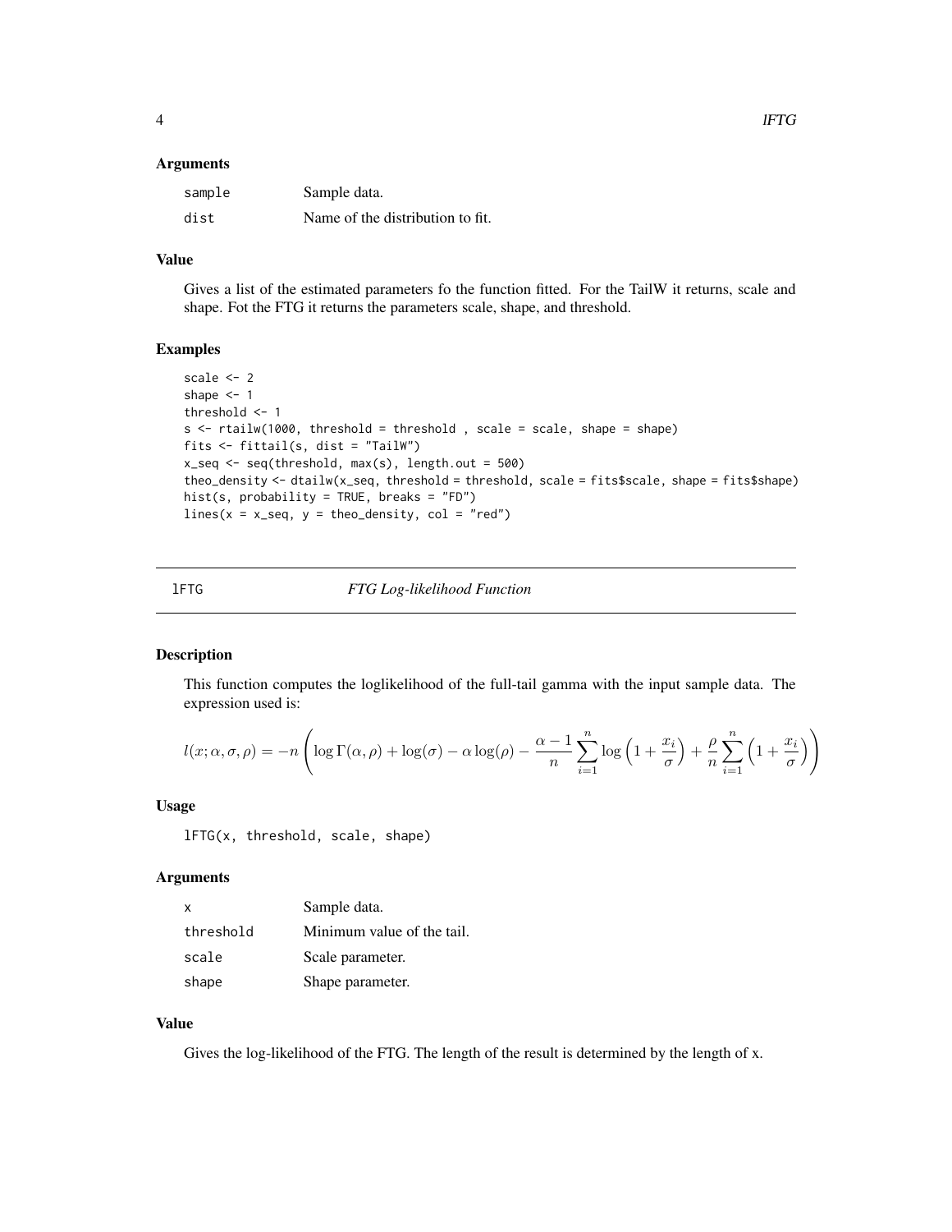### Arguments

| | |
|---|---|
| sample | Sample data. |
| dist | Name of the distribution to fit. |

### Value

Gives a list of the estimated parameters fo the function fitted. For the TailW it returns, scale and shape. Fot the FTG it returns the parameters scale, shape, and threshold.

### Examples

```
scale <- 2
shape <- 1
threshold <- 1
s <- rtailw(1000, threshold = threshold , scale = scale, shape = shape)
fits <- fittail(s, dist = "TailW")
x_seq <- seq(threshold, max(s), length.out = 500)
theo_density <- dtailw(x_seq, threshold = threshold, scale = fits$scale, shape = fits$shape)
hist(s, probability = TRUE, breaks = "FD")
lines(x = x_seq, y = theo_density, col = "red")
```

---

## lFTG — *FTG Log-likelihood Function*

### Description

This function computes the loglikelihood of the full-tail gamma with the input sample data. The expression used is:

$$l(x; \alpha, \sigma, \rho) = -n \left( \log \Gamma(\alpha, \rho) + \log(\sigma) - \alpha \log(\rho) - \frac{\alpha - 1}{n} \sum_{i=1}^{n} \log \left(1 + \frac{x_i}{\sigma}\right) + \frac{\rho}{n} \sum_{i=1}^{n} \left(1 + \frac{x_i}{\sigma}\right) \right)$$

### Usage

```
lFTG(x, threshold, scale, shape)
```

### Arguments

| | |
|---|---|
| x | Sample data. |
| threshold | Minimum value of the tail. |
| scale | Scale parameter. |
| shape | Shape parameter. |

### Value

Gives the log-likelihood of the FTG. The length of the result is determined by the length of x.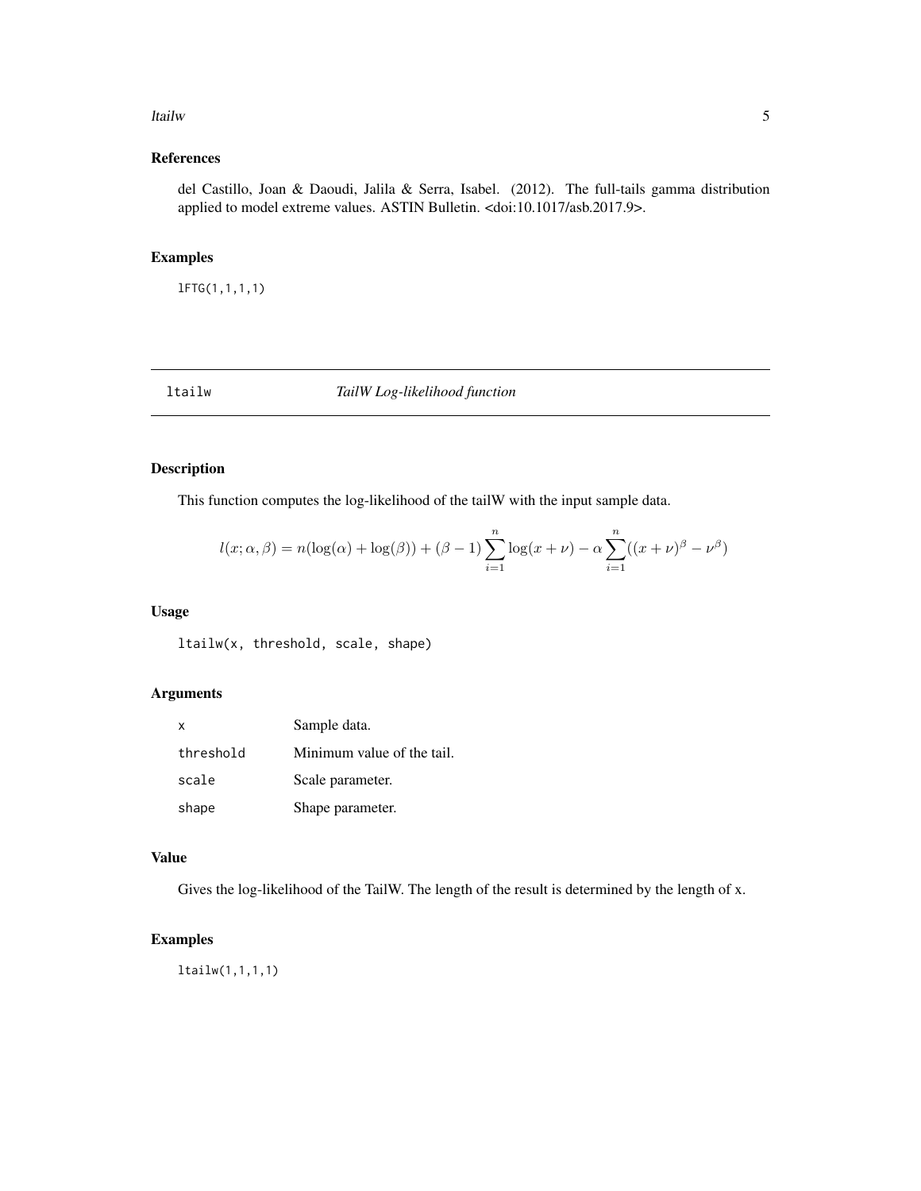## References

del Castillo, Joan & Daoudi, Jalila & Serra, Isabel. (2012). The full-tails gamma distribution applied to model extreme values. ASTIN Bulletin. <doi:10.1017/asb.2017.9>.

## Examples

```
lFTG(1,1,1,1)
```

# ltailw — *TailW Log-likelihood function*

## Description

This function computes the log-likelihood of the tailW with the input sample data.

$$l(x;\alpha,\beta) = n(\log(\alpha) + \log(\beta)) + (\beta - 1)\sum_{i=1}^{n}\log(x+\nu) - \alpha\sum_{i=1}^{n}((x+\nu)^{\beta} - \nu^{\beta})$$

## Usage

```
ltailw(x, threshold, scale, shape)
```

## Arguments

| | |
|---|---|
| x | Sample data. |
| threshold | Minimum value of the tail. |
| scale | Scale parameter. |
| shape | Shape parameter. |

## Value

Gives the log-likelihood of the TailW. The length of the result is determined by the length of x.

## Examples

```
ltailw(1,1,1,1)
```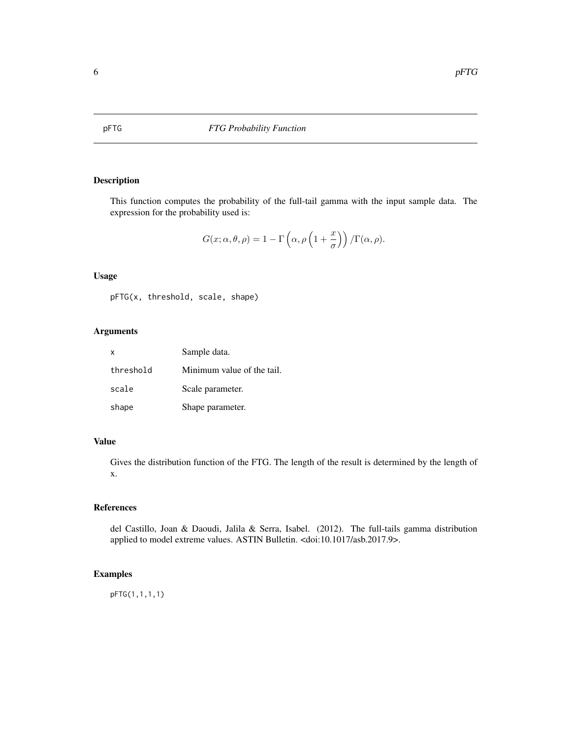pFTG *FTG Probability Function*

## Description

This function computes the probability of the full-tail gamma with the input sample data. The expression for the probability used is:

$$G(x; \alpha, \theta, \rho) = 1 - \Gamma\left(\alpha, \rho\left(1 + \frac{x}{\sigma}\right)\right) / \Gamma(\alpha, \rho).$$

## Usage

```
pFTG(x, threshold, scale, shape)
```

## Arguments

| | |
|---|---|
| x | Sample data. |
| threshold | Minimum value of the tail. |
| scale | Scale parameter. |
| shape | Shape parameter. |

## Value

Gives the distribution function of the FTG. The length of the result is determined by the length of x.

## References

del Castillo, Joan & Daoudi, Jalila & Serra, Isabel. (2012). The full-tails gamma distribution applied to model extreme values. ASTIN Bulletin. <doi:10.1017/asb.2017.9>.

## Examples

```
pFTG(1,1,1,1)
```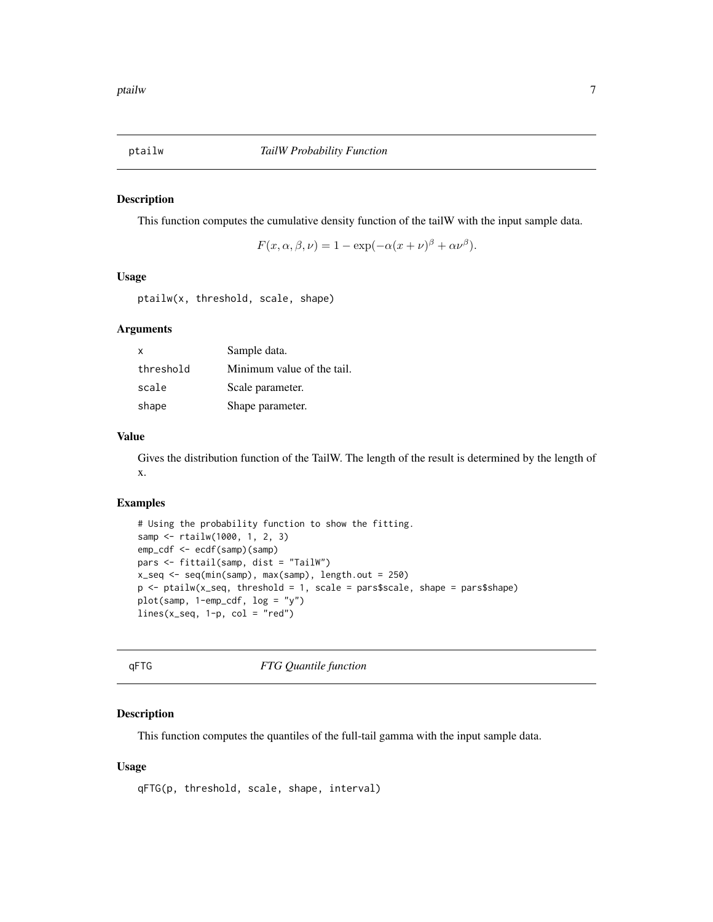## ptailw — *TailW Probability Function*

### Description

This function computes the cumulative density function of the tailW with the input sample data.

$$F(x, \alpha, \beta, \nu) = 1 - \exp(-\alpha(x + \nu)^{\beta} + \alpha\nu^{\beta}).$$

### Usage

```
ptailw(x, threshold, scale, shape)
```

### Arguments

| | |
|---|---|
| x | Sample data. |
| threshold | Minimum value of the tail. |
| scale | Scale parameter. |
| shape | Shape parameter. |

### Value

Gives the distribution function of the TailW. The length of the result is determined by the length of x.

### Examples

```
# Using the probability function to show the fitting.
samp <- rtailw(1000, 1, 2, 3)
emp_cdf <- ecdf(samp)(samp)
pars <- fittail(samp, dist = "TailW")
x_seq <- seq(min(samp), max(samp), length.out = 250)
p <- ptailw(x_seq, threshold = 1, scale = pars$scale, shape = pars$shape)
plot(samp, 1-emp_cdf, log = "y")
lines(x_seq, 1-p, col = "red")
```

## qFTG — *FTG Quantile function*

### Description

This function computes the quantiles of the full-tail gamma with the input sample data.

### Usage

```
qFTG(p, threshold, scale, shape, interval)
```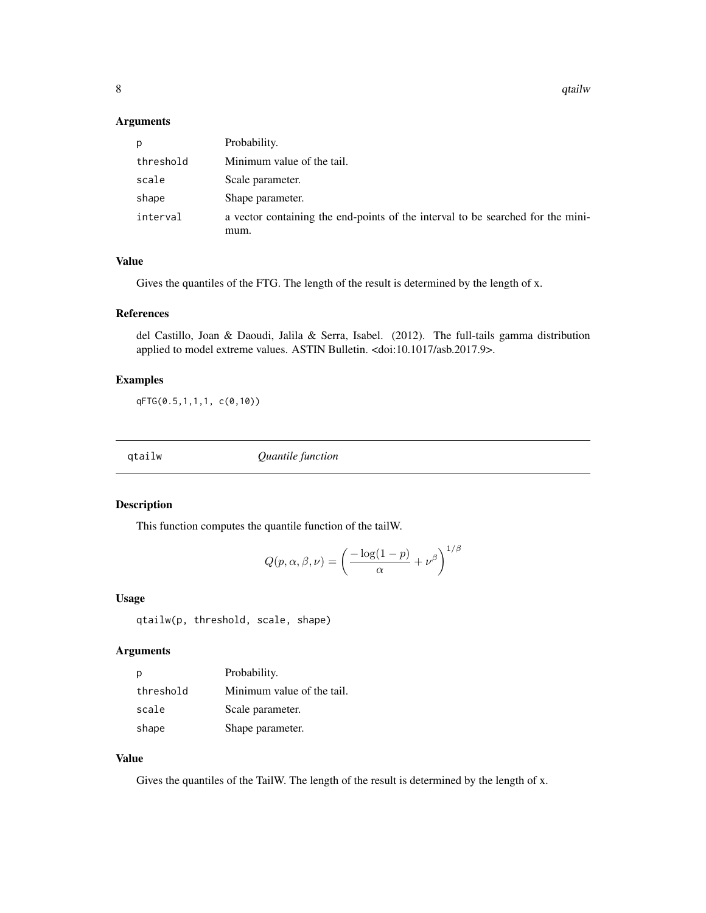## Arguments

| | |
|---|---|
| p | Probability. |
| threshold | Minimum value of the tail. |
| scale | Scale parameter. |
| shape | Shape parameter. |
| interval | a vector containing the end-points of the interval to be searched for the minimum. |

## Value

Gives the quantiles of the FTG. The length of the result is determined by the length of x.

## References

del Castillo, Joan & Daoudi, Jalila & Serra, Isabel. (2012). The full-tails gamma distribution applied to model extreme values. ASTIN Bulletin. <doi:10.1017/asb.2017.9>.

## Examples

```
qFTG(0.5,1,1,1, c(0,10))
```

---

# qtailw *Quantile function*

## Description

This function computes the quantile function of the tailW.

$$Q(p, \alpha, \beta, \nu) = \left( \frac{-\log(1-p)}{\alpha} + \nu^{\beta} \right)^{1/\beta}$$

## Usage

```
qtailw(p, threshold, scale, shape)
```

## Arguments

| | |
|---|---|
| p | Probability. |
| threshold | Minimum value of the tail. |
| scale | Scale parameter. |
| shape | Shape parameter. |

## Value

Gives the quantiles of the TailW. The length of the result is determined by the length of x.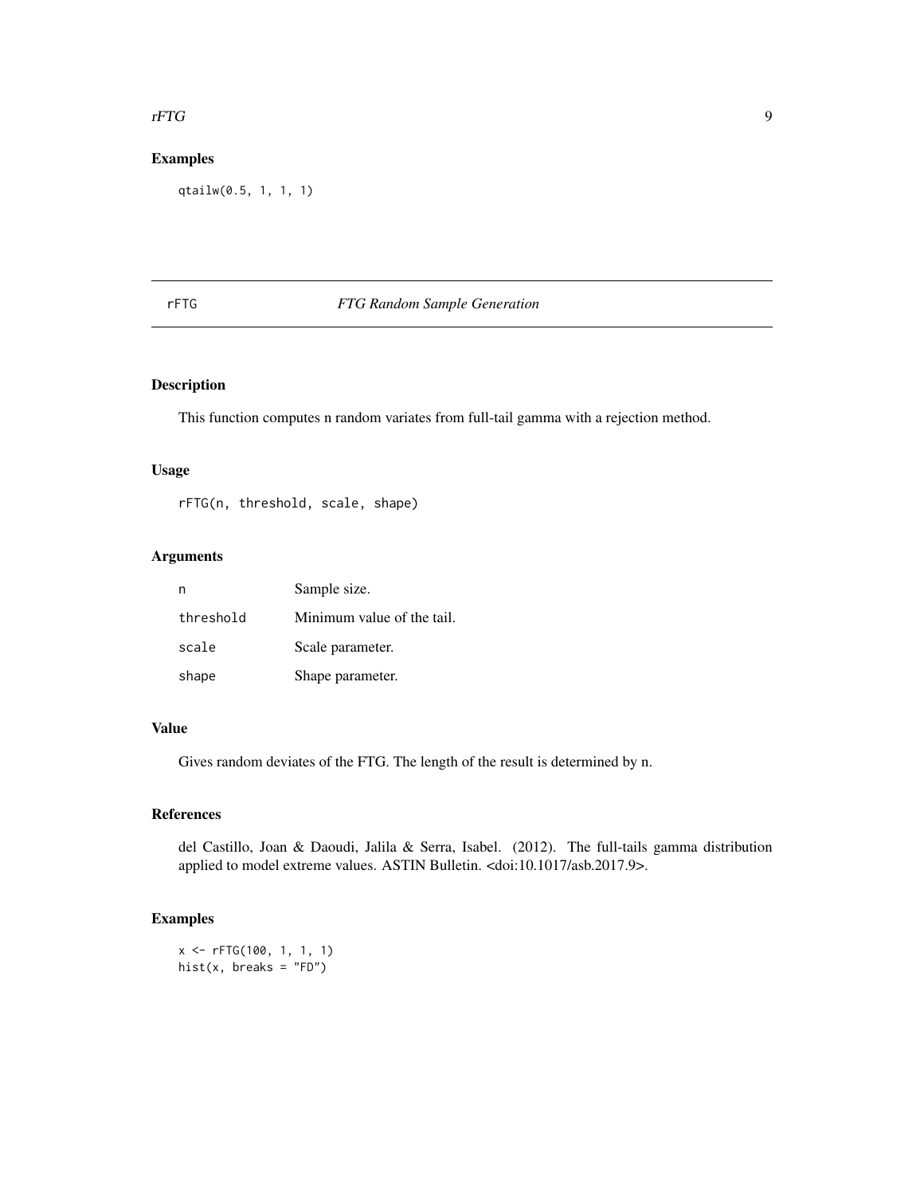## Examples

```
qtailw(0.5, 1, 1, 1)
```

---

# rFTG — *FTG Random Sample Generation*

---

## Description

This function computes n random variates from full-tail gamma with a rejection method.

## Usage

```
rFTG(n, threshold, scale, shape)
```

## Arguments

| | |
|---|---|
| n | Sample size. |
| threshold | Minimum value of the tail. |
| scale | Scale parameter. |
| shape | Shape parameter. |

## Value

Gives random deviates of the FTG. The length of the result is determined by n.

## References

del Castillo, Joan & Daoudi, Jalila & Serra, Isabel. (2012). The full-tails gamma distribution applied to model extreme values. ASTIN Bulletin. <doi:10.1017/asb.2017.9>.

## Examples

```
x <- rFTG(100, 1, 1, 1)
hist(x, breaks = "FD")
```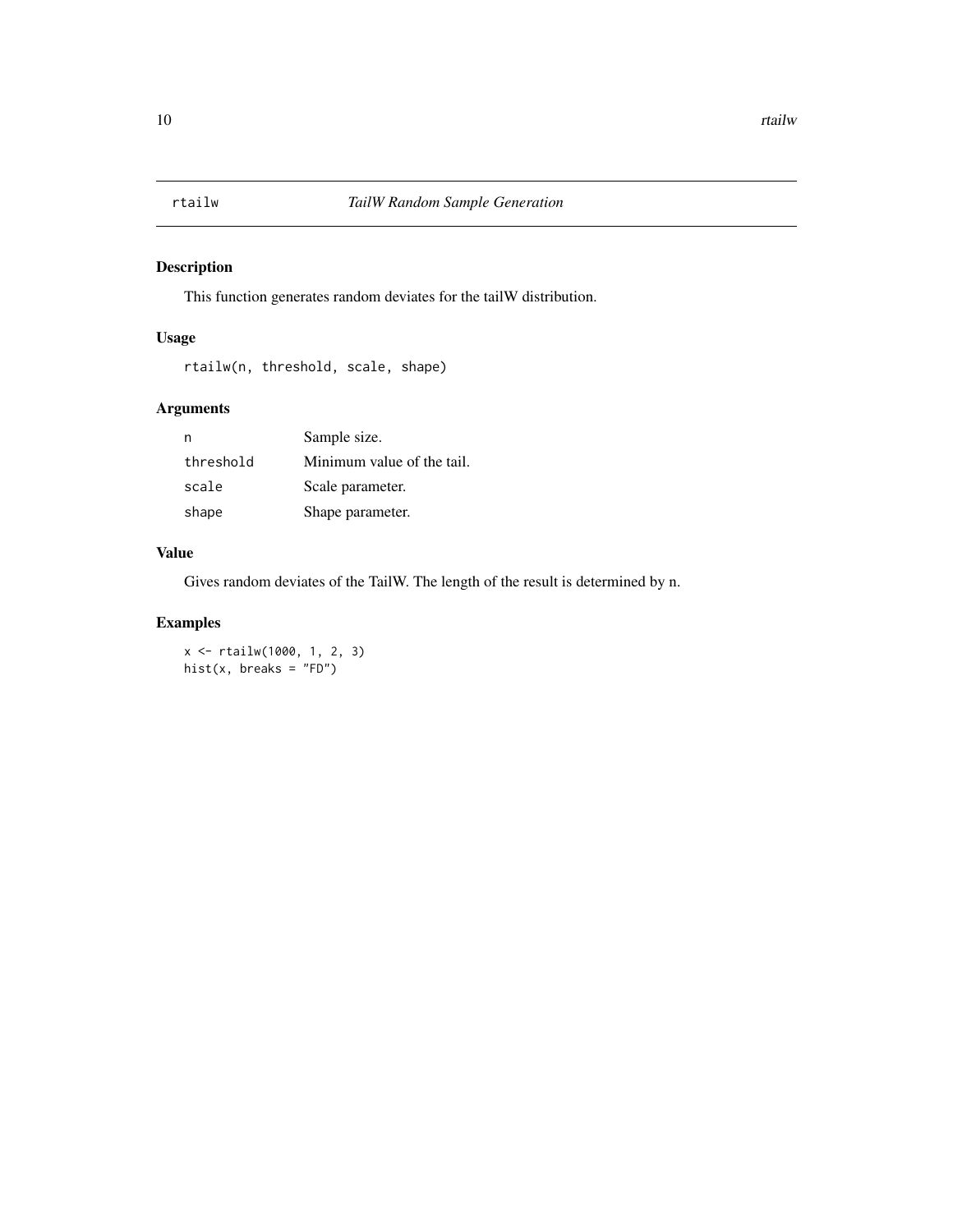# rtailw — *TailW Random Sample Generation*

## Description

This function generates random deviates for the tailW distribution.

## Usage

```
rtailw(n, threshold, scale, shape)
```

## Arguments

| | |
|---|---|
| `n` | Sample size. |
| `threshold` | Minimum value of the tail. |
| `scale` | Scale parameter. |
| `shape` | Shape parameter. |

## Value

Gives random deviates of the TailW. The length of the result is determined by n.

## Examples

```
x <- rtailw(1000, 1, 2, 3)
hist(x, breaks = "FD")
```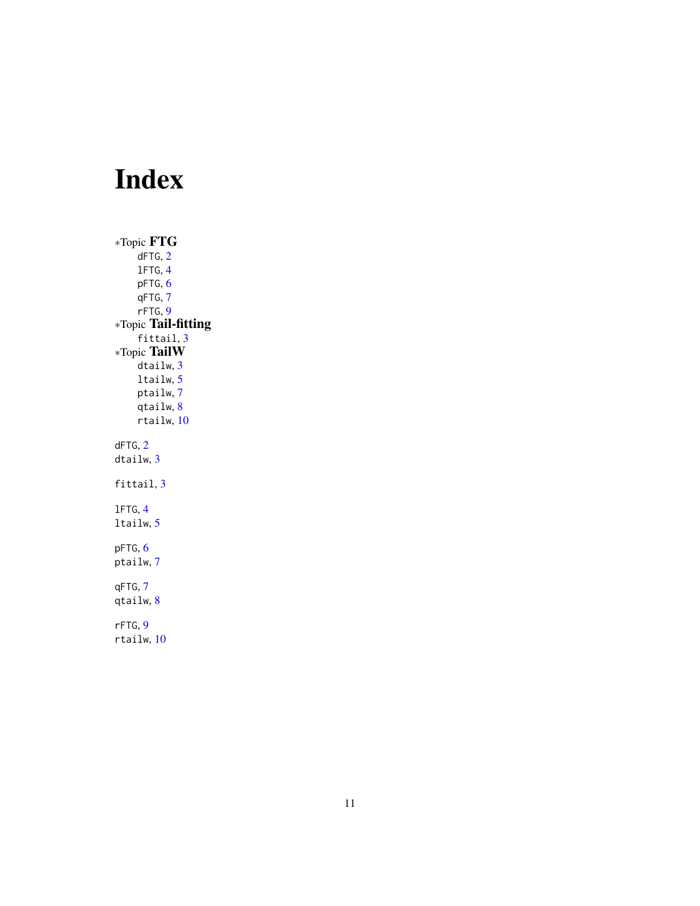# Index

*Topic **FTG**
- dFTG, 2
- lFTG, 4
- pFTG, 6
- qFTG, 7
- rFTG, 9

*Topic **Tail-fitting**
- fittail, 3

*Topic **TailW**
- dtailw, 3
- ltailw, 5
- ptailw, 7
- qtailw, 8
- rtailw, 10

dFTG, 2
dtailw, 3

fittail, 3

lFTG, 4
ltailw, 5

pFTG, 6
ptailw, 7

qFTG, 7
qtailw, 8

rFTG, 9
rtailw, 10